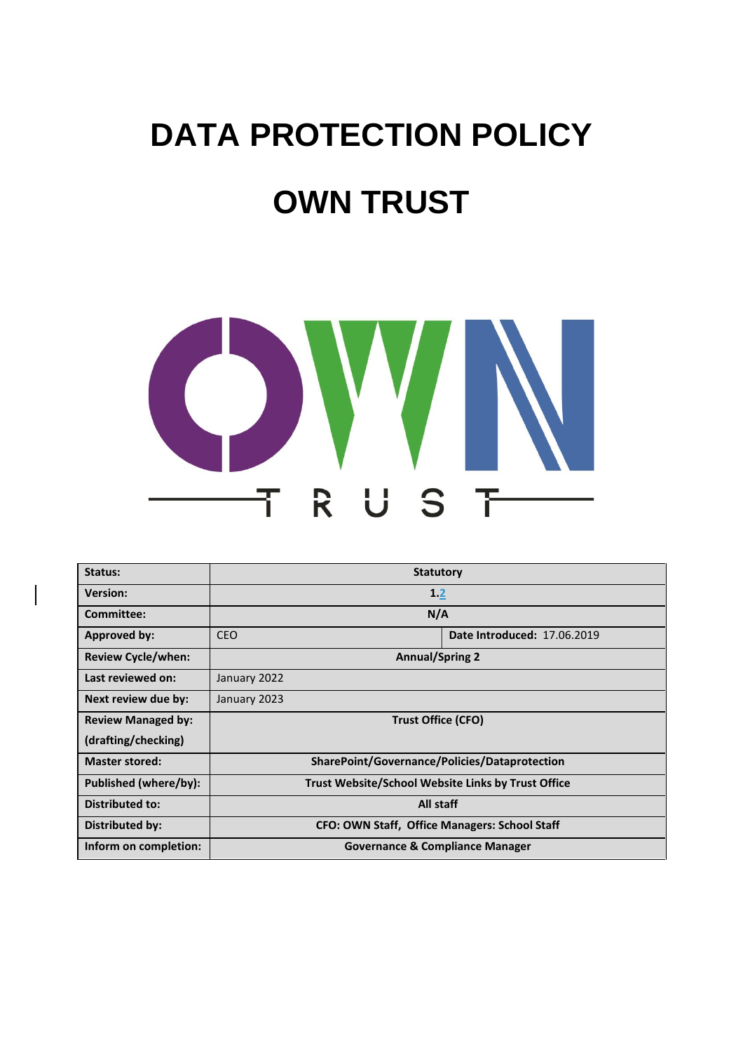# DATA PROTECTION POLICY

# OWN TRUST

| Status: | Statutory | |
|---|---|---|
| Version: | 1.2 | |
| Committee: | N/A | |
| Approved by: | CEO | Date Introduced: 17.06.2019 |
| Review Cycle/when: | Annual/Spring 2 | |
| Last reviewed on: | January 2022 | |
| Next review due by: | January 2023 | |
| Review Managed by: (drafting/checking) | Trust Office (CFO) | |
| Master stored: | SharePoint/Governance/Policies/Dataprotection | |
| Published (where/by): | Trust Website/School Website Links by Trust Office | |
| Distributed to: | All staff | |
| Distributed by: | CFO: OWN Staff, Office Managers: School Staff | |
| Inform on completion: | Governance & Compliance Manager | |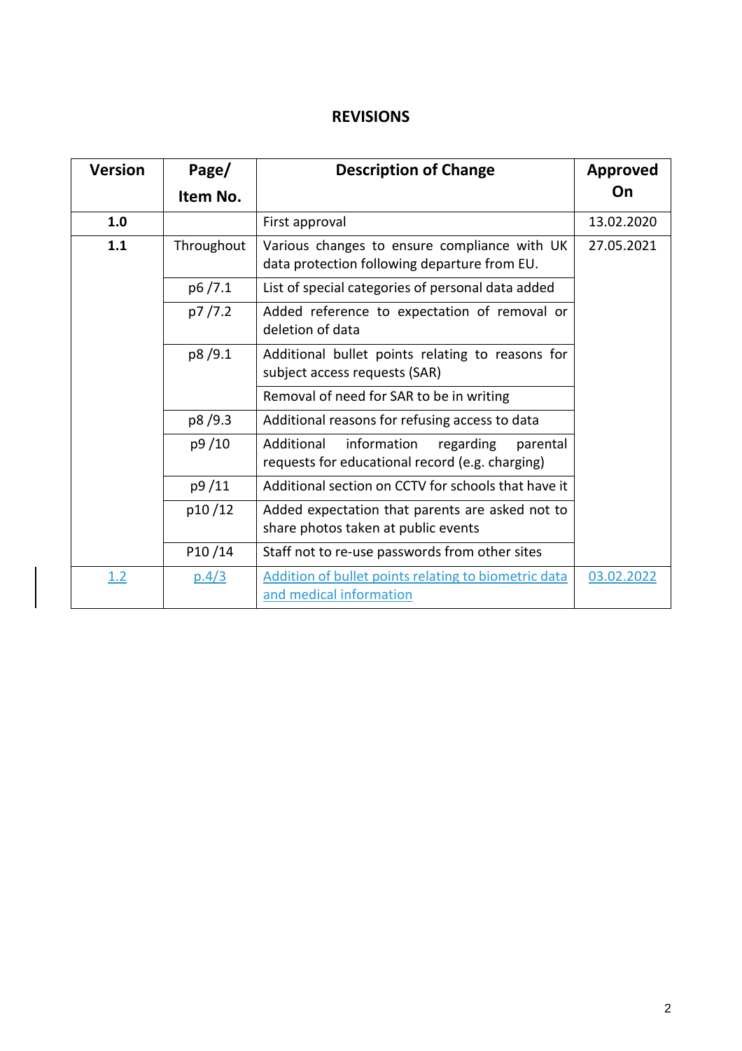## REVISIONS

| Version | Page/ Item No. | Description of Change | Approved On |
|---|---|---|---|
| **1.0** | | First approval | 13.02.2020 |
| **1.1** | Throughout | Various changes to ensure compliance with UK data protection following departure from EU. | 27.05.2021 |
| | p6 /7.1 | List of special categories of personal data added | |
| | p7 /7.2 | Added reference to expectation of removal or deletion of data | |
| | p8 /9.1 | Additional bullet points relating to reasons for subject access requests (SAR) | |
| | | Removal of need for SAR to be in writing | |
| | p8 /9.3 | Additional reasons for refusing access to data | |
| | p9 /10 | Additional information regarding parental requests for educational record (e.g. charging) | |
| | p9 /11 | Additional section on CCTV for schools that have it | |
| | p10 /12 | Added expectation that parents are asked not to share photos taken at public events | |
| | P10 /14 | Staff not to re-use passwords from other sites | |
| 1.2 | p.4/3 | Addition of bullet points relating to biometric data and medical information | 03.02.2022 |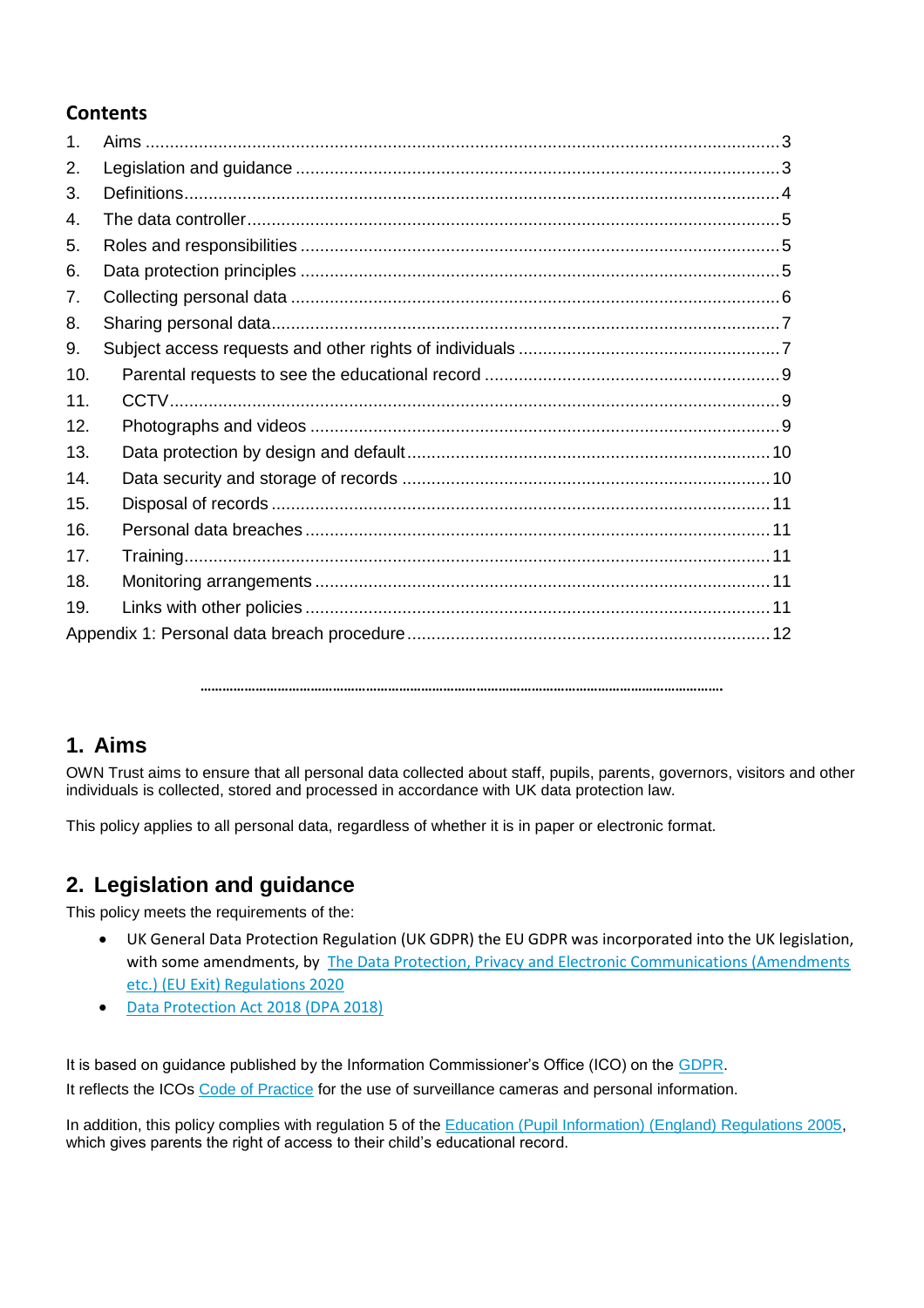## Contents

1. Aims ........................................................................................................................3
2. Legislation and guidance ......................................................................................3
3. Definitions...............................................................................................................4
4. The data controller.................................................................................................5
5. Roles and responsibilities ......................................................................................5
6. Data protection principles ......................................................................................5
7. Collecting personal data ........................................................................................6
8. Sharing personal data.............................................................................................7
9. Subject access requests and other rights of individuals .........................................7
10. Parental requests to see the educational record ..................................................9
11. CCTV.....................................................................................................................9
12. Photographs and videos .......................................................................................9
13. Data protection by design and default................................................................10
14. Data security and storage of records .................................................................10
15. Disposal of records .............................................................................................11
16. Personal data breaches ......................................................................................11
17. Training...............................................................................................................11
18. Monitoring arrangements ....................................................................................11
19. Links with other policies ......................................................................................11

Appendix 1: Personal data breach procedure ...........................................................12

---

## 1. Aims

OWN Trust aims to ensure that all personal data collected about staff, pupils, parents, governors, visitors and other individuals is collected, stored and processed in accordance with UK data protection law.

This policy applies to all personal data, regardless of whether it is in paper or electronic format.

## 2. Legislation and guidance

This policy meets the requirements of the:

- UK General Data Protection Regulation (UK GDPR) the EU GDPR was incorporated into the UK legislation, with some amendments, by [The Data Protection, Privacy and Electronic Communications (Amendments etc.) (EU Exit) Regulations 2020]
- [Data Protection Act 2018 (DPA 2018)]

It is based on guidance published by the Information Commissioner's Office (ICO) on the [GDPR].
It reflects the ICOs [Code of Practice] for the use of surveillance cameras and personal information.

In addition, this policy complies with regulation 5 of the [Education (Pupil Information) (England) Regulations 2005], which gives parents the right of access to their child's educational record.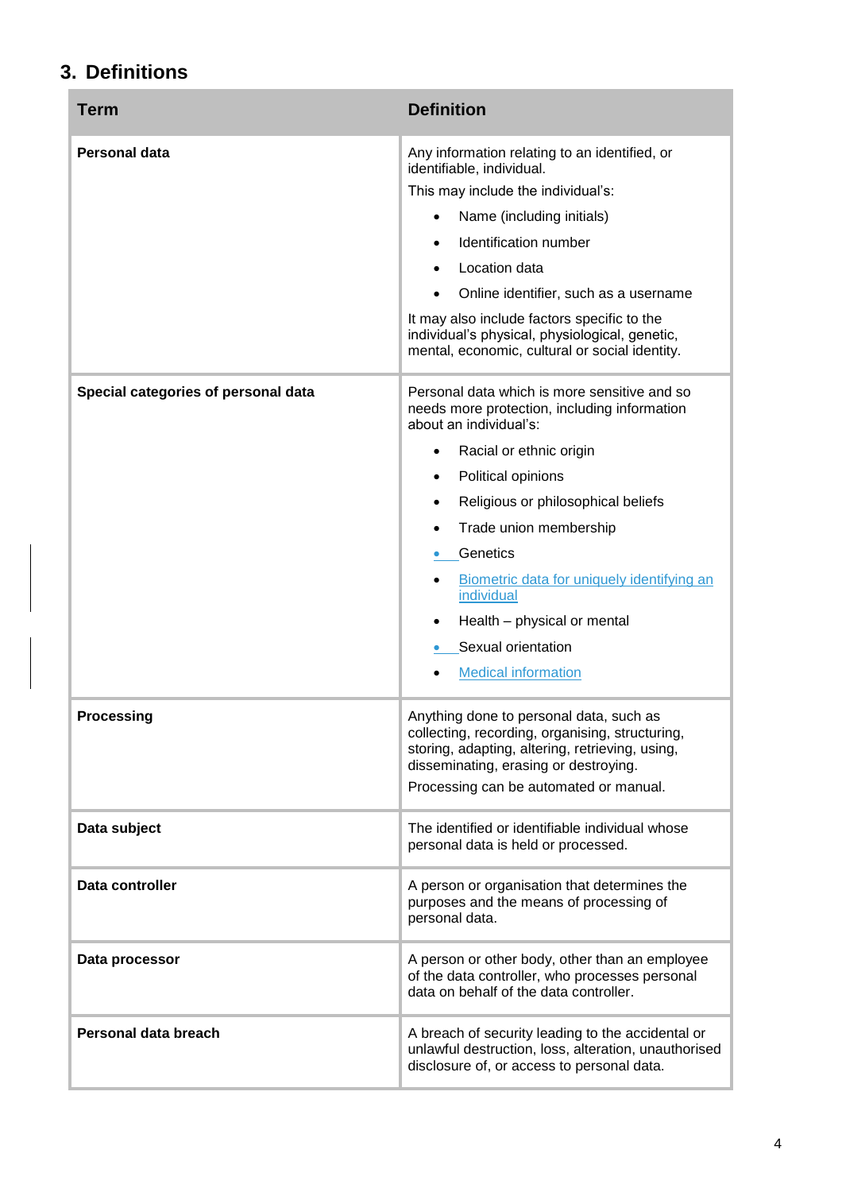## 3. Definitions

| Term | Definition |
|---|---|
| **Personal data** | Any information relating to an identified, or identifiable, individual.<br>This may include the individual's:<br>• Name (including initials)<br>• Identification number<br>• Location data<br>• Online identifier, such as a username<br>It may also include factors specific to the individual's physical, physiological, genetic, mental, economic, cultural or social identity. |
| **Special categories of personal data** | Personal data which is more sensitive and so needs more protection, including information about an individual's:<br>• Racial or ethnic origin<br>• Political opinions<br>• Religious or philosophical beliefs<br>• Trade union membership<br>• Genetics<br>• Biometric data for uniquely identifying an individual<br>• Health – physical or mental<br>• Sexual orientation<br>• Medical information |
| **Processing** | Anything done to personal data, such as collecting, recording, organising, structuring, storing, adapting, altering, retrieving, using, disseminating, erasing or destroying.<br>Processing can be automated or manual. |
| **Data subject** | The identified or identifiable individual whose personal data is held or processed. |
| **Data controller** | A person or organisation that determines the purposes and the means of processing of personal data. |
| **Data processor** | A person or other body, other than an employee of the data controller, who processes personal data on behalf of the data controller. |
| **Personal data breach** | A breach of security leading to the accidental or unlawful destruction, loss, alteration, unauthorised disclosure of, or access to personal data. |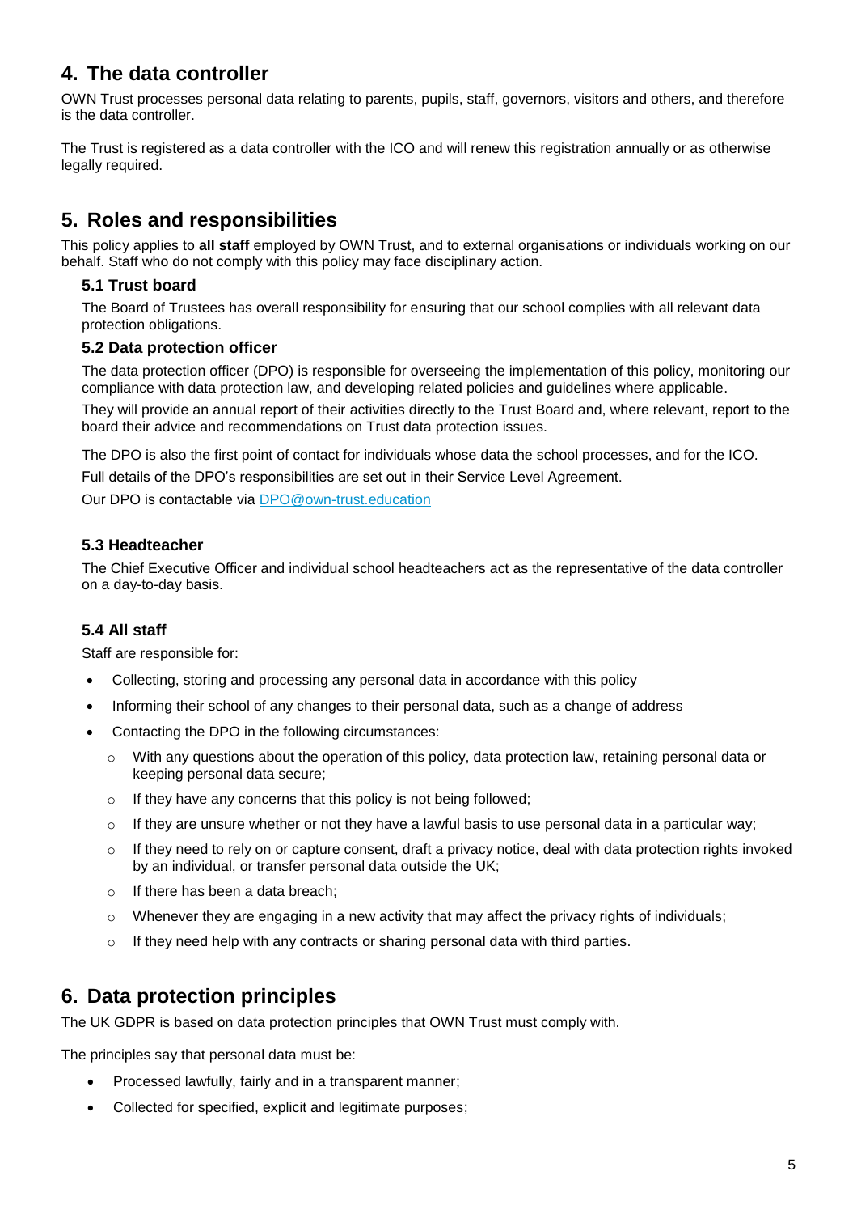## 4. The data controller

OWN Trust processes personal data relating to parents, pupils, staff, governors, visitors and others, and therefore is the data controller.

The Trust is registered as a data controller with the ICO and will renew this registration annually or as otherwise legally required.

## 5. Roles and responsibilities

This policy applies to **all staff** employed by OWN Trust, and to external organisations or individuals working on our behalf. Staff who do not comply with this policy may face disciplinary action.

### 5.1 Trust board

The Board of Trustees has overall responsibility for ensuring that our school complies with all relevant data protection obligations.

### 5.2 Data protection officer

The data protection officer (DPO) is responsible for overseeing the implementation of this policy, monitoring our compliance with data protection law, and developing related policies and guidelines where applicable.

They will provide an annual report of their activities directly to the Trust Board and, where relevant, report to the board their advice and recommendations on Trust data protection issues.

The DPO is also the first point of contact for individuals whose data the school processes, and for the ICO.

Full details of the DPO's responsibilities are set out in their Service Level Agreement.

Our DPO is contactable via [DPO@own-trust.education](mailto:DPO@own-trust.education)

### 5.3 Headteacher

The Chief Executive Officer and individual school headteachers act as the representative of the data controller on a day-to-day basis.

### 5.4 All staff

Staff are responsible for:

- Collecting, storing and processing any personal data in accordance with this policy
- Informing their school of any changes to their personal data, such as a change of address
- Contacting the DPO in the following circumstances:
  - With any questions about the operation of this policy, data protection law, retaining personal data or keeping personal data secure;
  - If they have any concerns that this policy is not being followed;
  - If they are unsure whether or not they have a lawful basis to use personal data in a particular way;
  - If they need to rely on or capture consent, draft a privacy notice, deal with data protection rights invoked by an individual, or transfer personal data outside the UK;
  - If there has been a data breach;
  - Whenever they are engaging in a new activity that may affect the privacy rights of individuals;
  - If they need help with any contracts or sharing personal data with third parties.

## 6. Data protection principles

The UK GDPR is based on data protection principles that OWN Trust must comply with.

The principles say that personal data must be:

- Processed lawfully, fairly and in a transparent manner;
- Collected for specified, explicit and legitimate purposes;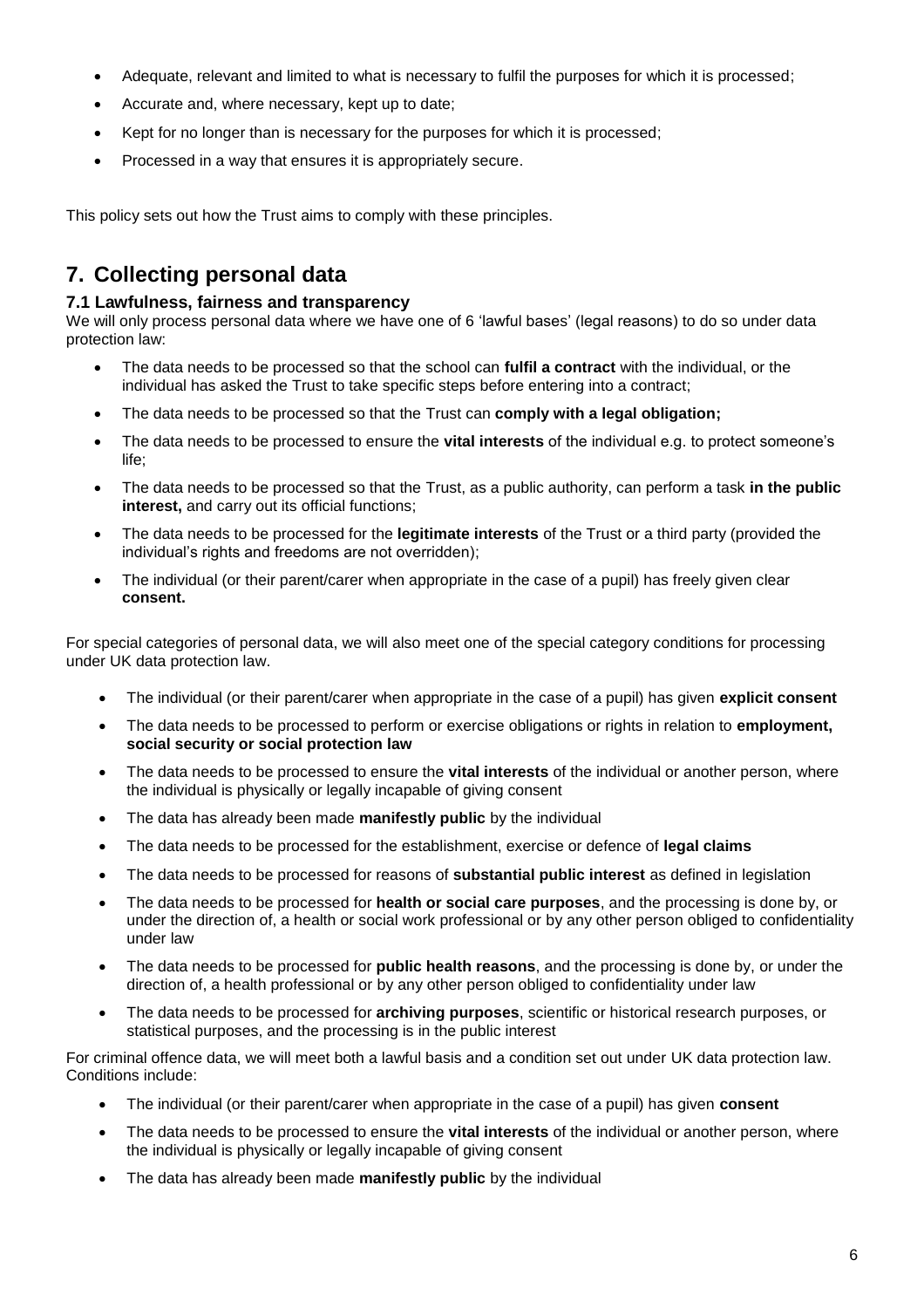- Adequate, relevant and limited to what is necessary to fulfil the purposes for which it is processed;
- Accurate and, where necessary, kept up to date;
- Kept for no longer than is necessary for the purposes for which it is processed;
- Processed in a way that ensures it is appropriately secure.

This policy sets out how the Trust aims to comply with these principles.

## 7. Collecting personal data

### 7.1 Lawfulness, fairness and transparency

We will only process personal data where we have one of 6 'lawful bases' (legal reasons) to do so under data protection law:

- The data needs to be processed so that the school can **fulfil a contract** with the individual, or the individual has asked the Trust to take specific steps before entering into a contract;
- The data needs to be processed so that the Trust can **comply with a legal obligation;**
- The data needs to be processed to ensure the **vital interests** of the individual e.g. to protect someone's life;
- The data needs to be processed so that the Trust, as a public authority, can perform a task **in the public interest,** and carry out its official functions;
- The data needs to be processed for the **legitimate interests** of the Trust or a third party (provided the individual's rights and freedoms are not overridden);
- The individual (or their parent/carer when appropriate in the case of a pupil) has freely given clear **consent.**

For special categories of personal data, we will also meet one of the special category conditions for processing under UK data protection law.

- The individual (or their parent/carer when appropriate in the case of a pupil) has given **explicit consent**
- The data needs to be processed to perform or exercise obligations or rights in relation to **employment, social security or social protection law**
- The data needs to be processed to ensure the **vital interests** of the individual or another person, where the individual is physically or legally incapable of giving consent
- The data has already been made **manifestly public** by the individual
- The data needs to be processed for the establishment, exercise or defence of **legal claims**
- The data needs to be processed for reasons of **substantial public interest** as defined in legislation
- The data needs to be processed for **health or social care purposes**, and the processing is done by, or under the direction of, a health or social work professional or by any other person obliged to confidentiality under law
- The data needs to be processed for **public health reasons**, and the processing is done by, or under the direction of, a health professional or by any other person obliged to confidentiality under law
- The data needs to be processed for **archiving purposes**, scientific or historical research purposes, or statistical purposes, and the processing is in the public interest

For criminal offence data, we will meet both a lawful basis and a condition set out under UK data protection law. Conditions include:

- The individual (or their parent/carer when appropriate in the case of a pupil) has given **consent**
- The data needs to be processed to ensure the **vital interests** of the individual or another person, where the individual is physically or legally incapable of giving consent
- The data has already been made **manifestly public** by the individual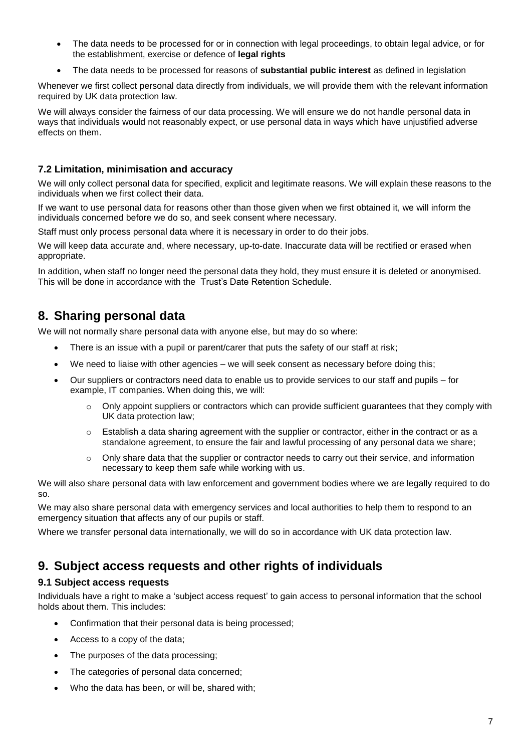- The data needs to be processed for or in connection with legal proceedings, to obtain legal advice, or for the establishment, exercise or defence of **legal rights**
- The data needs to be processed for reasons of **substantial public interest** as defined in legislation

Whenever we first collect personal data directly from individuals, we will provide them with the relevant information required by UK data protection law.

We will always consider the fairness of our data processing. We will ensure we do not handle personal data in ways that individuals would not reasonably expect, or use personal data in ways which have unjustified adverse effects on them.

### 7.2 Limitation, minimisation and accuracy

We will only collect personal data for specified, explicit and legitimate reasons. We will explain these reasons to the individuals when we first collect their data.

If we want to use personal data for reasons other than those given when we first obtained it, we will inform the individuals concerned before we do so, and seek consent where necessary.

Staff must only process personal data where it is necessary in order to do their jobs.

We will keep data accurate and, where necessary, up-to-date. Inaccurate data will be rectified or erased when appropriate.

In addition, when staff no longer need the personal data they hold, they must ensure it is deleted or anonymised. This will be done in accordance with the Trust's Date Retention Schedule.

## 8. Sharing personal data

We will not normally share personal data with anyone else, but may do so where:

- There is an issue with a pupil or parent/carer that puts the safety of our staff at risk;
- We need to liaise with other agencies – we will seek consent as necessary before doing this;
- Our suppliers or contractors need data to enable us to provide services to our staff and pupils – for example, IT companies. When doing this, we will:
  - Only appoint suppliers or contractors which can provide sufficient guarantees that they comply with UK data protection law;
  - Establish a data sharing agreement with the supplier or contractor, either in the contract or as a standalone agreement, to ensure the fair and lawful processing of any personal data we share;
  - Only share data that the supplier or contractor needs to carry out their service, and information necessary to keep them safe while working with us.

We will also share personal data with law enforcement and government bodies where we are legally required to do so.

We may also share personal data with emergency services and local authorities to help them to respond to an emergency situation that affects any of our pupils or staff.

Where we transfer personal data internationally, we will do so in accordance with UK data protection law.

## 9. Subject access requests and other rights of individuals

### 9.1 Subject access requests

Individuals have a right to make a 'subject access request' to gain access to personal information that the school holds about them. This includes:

- Confirmation that their personal data is being processed;
- Access to a copy of the data;
- The purposes of the data processing;
- The categories of personal data concerned;
- Who the data has been, or will be, shared with;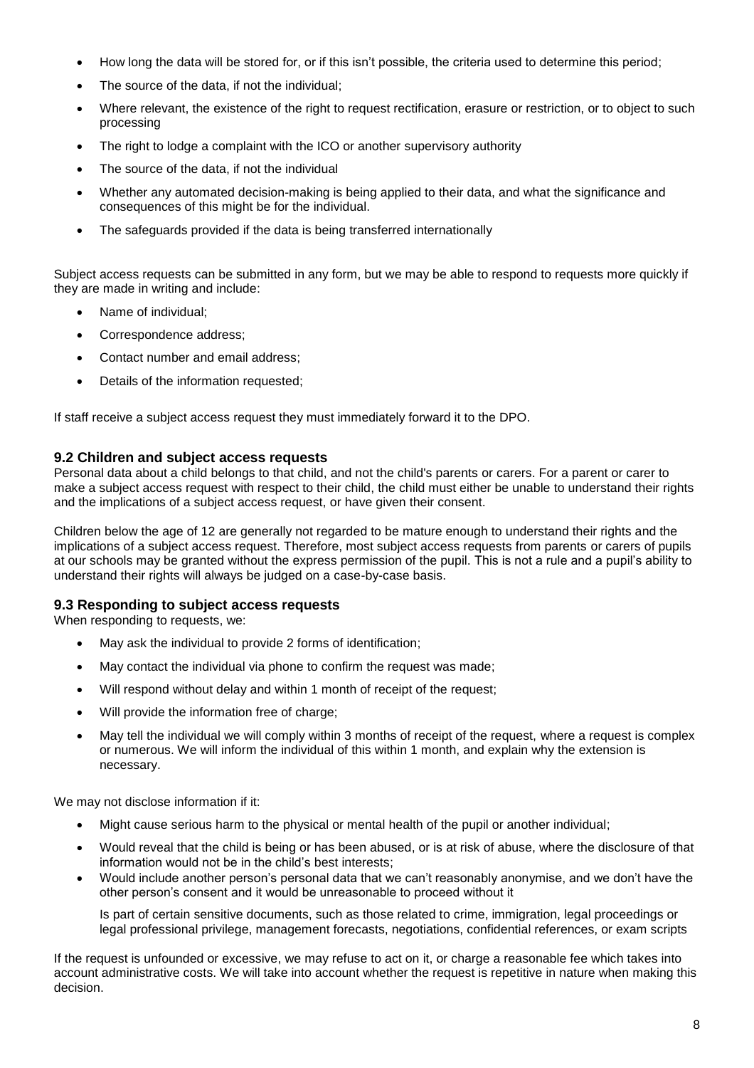- How long the data will be stored for, or if this isn't possible, the criteria used to determine this period;
- The source of the data, if not the individual;
- Where relevant, the existence of the right to request rectification, erasure or restriction, or to object to such processing
- The right to lodge a complaint with the ICO or another supervisory authority
- The source of the data, if not the individual
- Whether any automated decision-making is being applied to their data, and what the significance and consequences of this might be for the individual.
- The safeguards provided if the data is being transferred internationally

Subject access requests can be submitted in any form, but we may be able to respond to requests more quickly if they are made in writing and include:

- Name of individual;
- Correspondence address;
- Contact number and email address;
- Details of the information requested;

If staff receive a subject access request they must immediately forward it to the DPO.

### 9.2 Children and subject access requests

Personal data about a child belongs to that child, and not the child's parents or carers. For a parent or carer to make a subject access request with respect to their child, the child must either be unable to understand their rights and the implications of a subject access request, or have given their consent.

Children below the age of 12 are generally not regarded to be mature enough to understand their rights and the implications of a subject access request. Therefore, most subject access requests from parents or carers of pupils at our schools may be granted without the express permission of the pupil. This is not a rule and a pupil's ability to understand their rights will always be judged on a case-by-case basis.

### 9.3 Responding to subject access requests

When responding to requests, we:

- May ask the individual to provide 2 forms of identification;
- May contact the individual via phone to confirm the request was made;
- Will respond without delay and within 1 month of receipt of the request;
- Will provide the information free of charge;
- May tell the individual we will comply within 3 months of receipt of the request, where a request is complex or numerous. We will inform the individual of this within 1 month, and explain why the extension is necessary.

We may not disclose information if it:

- Might cause serious harm to the physical or mental health of the pupil or another individual;
- Would reveal that the child is being or has been abused, or is at risk of abuse, where the disclosure of that information would not be in the child's best interests;
- Would include another person's personal data that we can't reasonably anonymise, and we don't have the other person's consent and it would be unreasonable to proceed without it

  Is part of certain sensitive documents, such as those related to crime, immigration, legal proceedings or legal professional privilege, management forecasts, negotiations, confidential references, or exam scripts

If the request is unfounded or excessive, we may refuse to act on it, or charge a reasonable fee which takes into account administrative costs. We will take into account whether the request is repetitive in nature when making this decision.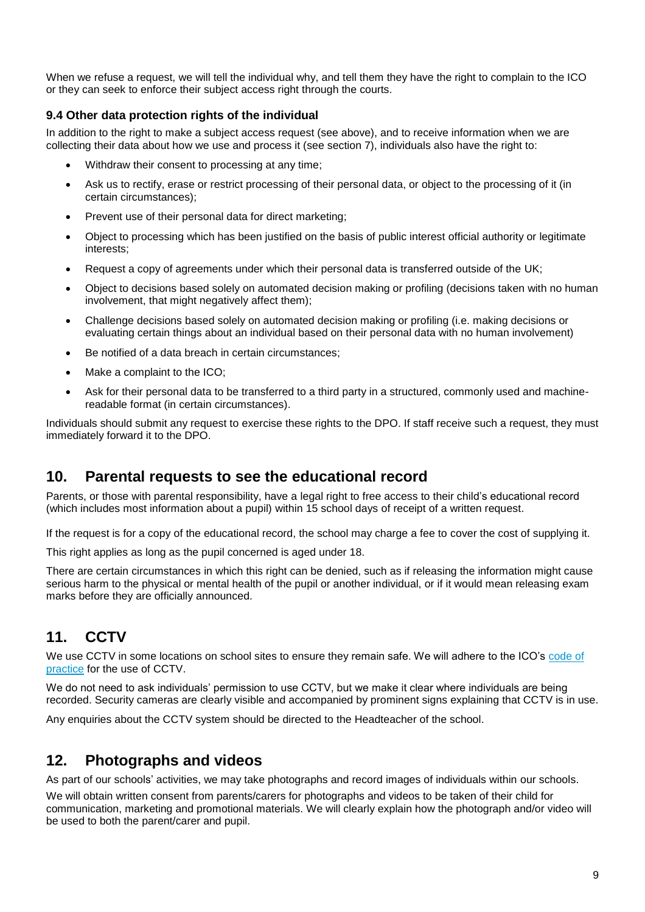When we refuse a request, we will tell the individual why, and tell them they have the right to complain to the ICO or they can seek to enforce their subject access right through the courts.

### 9.4 Other data protection rights of the individual

In addition to the right to make a subject access request (see above), and to receive information when we are collecting their data about how we use and process it (see section 7), individuals also have the right to:

- Withdraw their consent to processing at any time;
- Ask us to rectify, erase or restrict processing of their personal data, or object to the processing of it (in certain circumstances);
- Prevent use of their personal data for direct marketing;
- Object to processing which has been justified on the basis of public interest official authority or legitimate interests;
- Request a copy of agreements under which their personal data is transferred outside of the UK;
- Object to decisions based solely on automated decision making or profiling (decisions taken with no human involvement, that might negatively affect them);
- Challenge decisions based solely on automated decision making or profiling (i.e. making decisions or evaluating certain things about an individual based on their personal data with no human involvement)
- Be notified of a data breach in certain circumstances;
- Make a complaint to the ICO;
- Ask for their personal data to be transferred to a third party in a structured, commonly used and machine-readable format (in certain circumstances).

Individuals should submit any request to exercise these rights to the DPO. If staff receive such a request, they must immediately forward it to the DPO.

## 10. Parental requests to see the educational record

Parents, or those with parental responsibility, have a legal right to free access to their child's educational record (which includes most information about a pupil) within 15 school days of receipt of a written request.

If the request is for a copy of the educational record, the school may charge a fee to cover the cost of supplying it.

This right applies as long as the pupil concerned is aged under 18.

There are certain circumstances in which this right can be denied, such as if releasing the information might cause serious harm to the physical or mental health of the pupil or another individual, or if it would mean releasing exam marks before they are officially announced.

## 11. CCTV

We use CCTV in some locations on school sites to ensure they remain safe. We will adhere to the ICO's code of practice for the use of CCTV.

We do not need to ask individuals' permission to use CCTV, but we make it clear where individuals are being recorded. Security cameras are clearly visible and accompanied by prominent signs explaining that CCTV is in use.

Any enquiries about the CCTV system should be directed to the Headteacher of the school.

## 12. Photographs and videos

As part of our schools' activities, we may take photographs and record images of individuals within our schools.

We will obtain written consent from parents/carers for photographs and videos to be taken of their child for communication, marketing and promotional materials. We will clearly explain how the photograph and/or video will be used to both the parent/carer and pupil.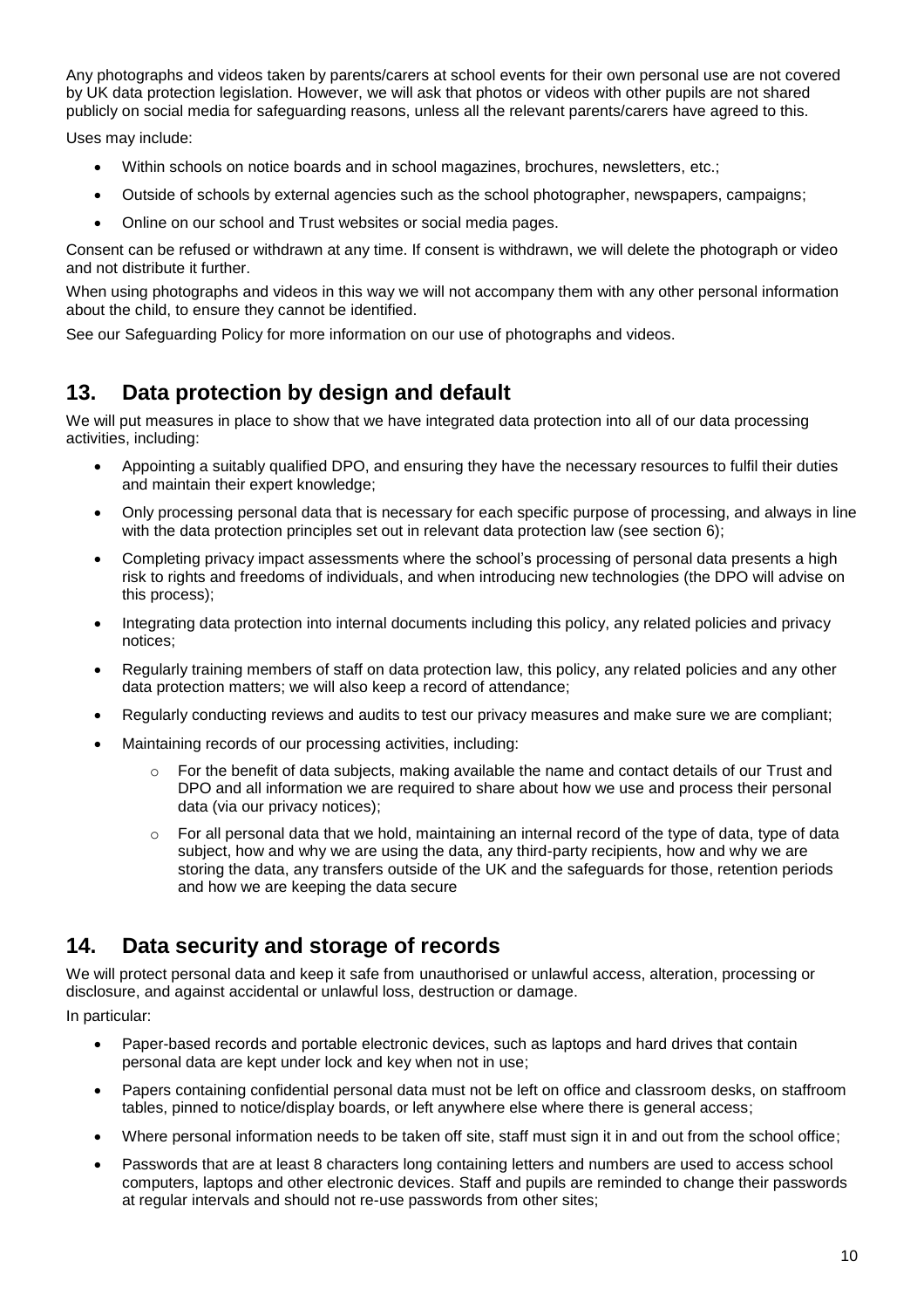Any photographs and videos taken by parents/carers at school events for their own personal use are not covered by UK data protection legislation. However, we will ask that photos or videos with other pupils are not shared publicly on social media for safeguarding reasons, unless all the relevant parents/carers have agreed to this.

Uses may include:

- Within schools on notice boards and in school magazines, brochures, newsletters, etc.;
- Outside of schools by external agencies such as the school photographer, newspapers, campaigns;
- Online on our school and Trust websites or social media pages.

Consent can be refused or withdrawn at any time. If consent is withdrawn, we will delete the photograph or video and not distribute it further.

When using photographs and videos in this way we will not accompany them with any other personal information about the child, to ensure they cannot be identified.

See our Safeguarding Policy for more information on our use of photographs and videos.

## 13. Data protection by design and default

We will put measures in place to show that we have integrated data protection into all of our data processing activities, including:

- Appointing a suitably qualified DPO, and ensuring they have the necessary resources to fulfil their duties and maintain their expert knowledge;
- Only processing personal data that is necessary for each specific purpose of processing, and always in line with the data protection principles set out in relevant data protection law (see section 6);
- Completing privacy impact assessments where the school's processing of personal data presents a high risk to rights and freedoms of individuals, and when introducing new technologies (the DPO will advise on this process);
- Integrating data protection into internal documents including this policy, any related policies and privacy notices;
- Regularly training members of staff on data protection law, this policy, any related policies and any other data protection matters; we will also keep a record of attendance;
- Regularly conducting reviews and audits to test our privacy measures and make sure we are compliant;
- Maintaining records of our processing activities, including:
    - For the benefit of data subjects, making available the name and contact details of our Trust and DPO and all information we are required to share about how we use and process their personal data (via our privacy notices);
    - For all personal data that we hold, maintaining an internal record of the type of data, type of data subject, how and why we are using the data, any third-party recipients, how and why we are storing the data, any transfers outside of the UK and the safeguards for those, retention periods and how we are keeping the data secure

## 14. Data security and storage of records

We will protect personal data and keep it safe from unauthorised or unlawful access, alteration, processing or disclosure, and against accidental or unlawful loss, destruction or damage.

In particular:

- Paper-based records and portable electronic devices, such as laptops and hard drives that contain personal data are kept under lock and key when not in use;
- Papers containing confidential personal data must not be left on office and classroom desks, on staffroom tables, pinned to notice/display boards, or left anywhere else where there is general access;
- Where personal information needs to be taken off site, staff must sign it in and out from the school office;
- Passwords that are at least 8 characters long containing letters and numbers are used to access school computers, laptops and other electronic devices. Staff and pupils are reminded to change their passwords at regular intervals and should not re-use passwords from other sites;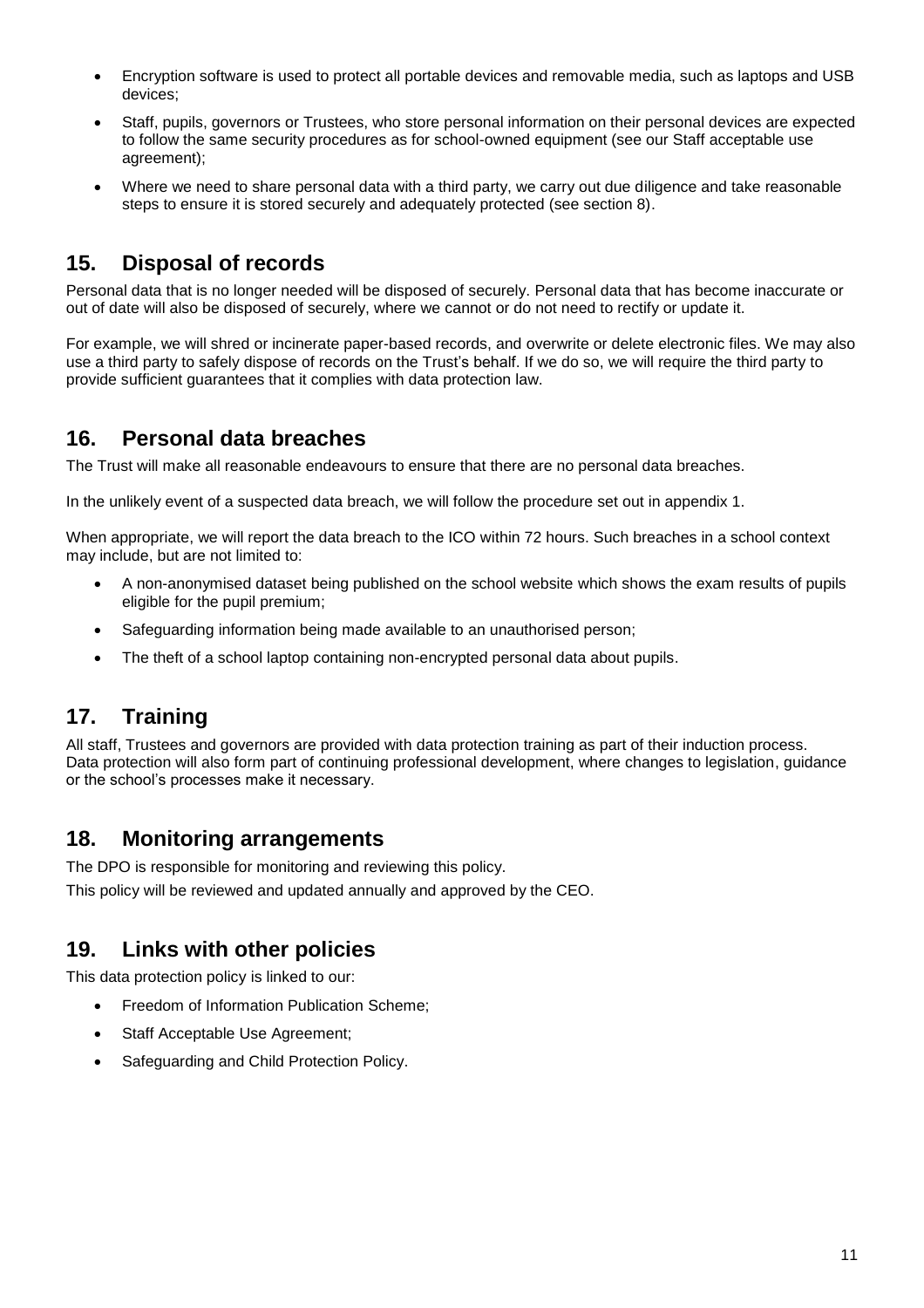- Encryption software is used to protect all portable devices and removable media, such as laptops and USB devices;
- Staff, pupils, governors or Trustees, who store personal information on their personal devices are expected to follow the same security procedures as for school-owned equipment (see our Staff acceptable use agreement);
- Where we need to share personal data with a third party, we carry out due diligence and take reasonable steps to ensure it is stored securely and adequately protected (see section 8).

## 15. Disposal of records

Personal data that is no longer needed will be disposed of securely. Personal data that has become inaccurate or out of date will also be disposed of securely, where we cannot or do not need to rectify or update it.

For example, we will shred or incinerate paper-based records, and overwrite or delete electronic files. We may also use a third party to safely dispose of records on the Trust's behalf. If we do so, we will require the third party to provide sufficient guarantees that it complies with data protection law.

## 16. Personal data breaches

The Trust will make all reasonable endeavours to ensure that there are no personal data breaches.

In the unlikely event of a suspected data breach, we will follow the procedure set out in appendix 1.

When appropriate, we will report the data breach to the ICO within 72 hours. Such breaches in a school context may include, but are not limited to:

- A non-anonymised dataset being published on the school website which shows the exam results of pupils eligible for the pupil premium;
- Safeguarding information being made available to an unauthorised person;
- The theft of a school laptop containing non-encrypted personal data about pupils.

## 17. Training

All staff, Trustees and governors are provided with data protection training as part of their induction process. Data protection will also form part of continuing professional development, where changes to legislation, guidance or the school's processes make it necessary.

## 18. Monitoring arrangements

The DPO is responsible for monitoring and reviewing this policy.

This policy will be reviewed and updated annually and approved by the CEO.

## 19. Links with other policies

This data protection policy is linked to our:

- Freedom of Information Publication Scheme;
- Staff Acceptable Use Agreement;
- Safeguarding and Child Protection Policy.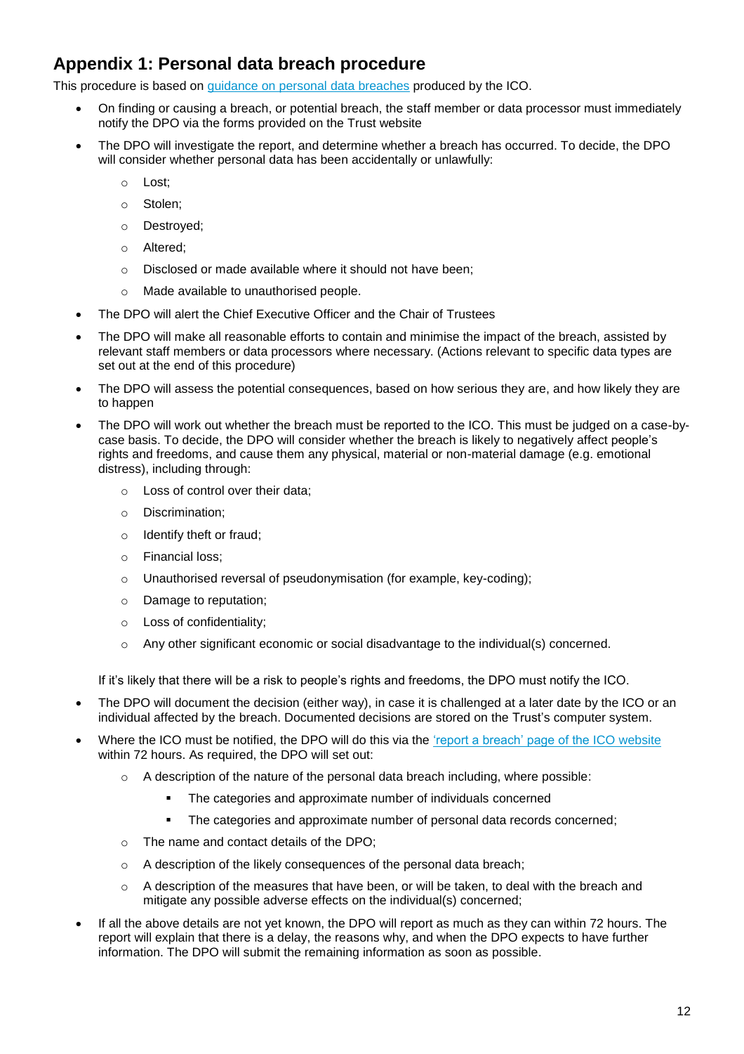## Appendix 1: Personal data breach procedure

This procedure is based on [guidance on personal data breaches]() produced by the ICO.

- On finding or causing a breach, or potential breach, the staff member or data processor must immediately notify the DPO via the forms provided on the Trust website
- The DPO will investigate the report, and determine whether a breach has occurred. To decide, the DPO will consider whether personal data has been accidentally or unlawfully:
    - Lost;
    - Stolen;
    - Destroyed;
    - Altered;
    - Disclosed or made available where it should not have been;
    - Made available to unauthorised people.
- The DPO will alert the Chief Executive Officer and the Chair of Trustees
- The DPO will make all reasonable efforts to contain and minimise the impact of the breach, assisted by relevant staff members or data processors where necessary. (Actions relevant to specific data types are set out at the end of this procedure)
- The DPO will assess the potential consequences, based on how serious they are, and how likely they are to happen
- The DPO will work out whether the breach must be reported to the ICO. This must be judged on a case-by-case basis. To decide, the DPO will consider whether the breach is likely to negatively affect people's rights and freedoms, and cause them any physical, material or non-material damage (e.g. emotional distress), including through:
    - Loss of control over their data;
    - Discrimination;
    - Identify theft or fraud;
    - Financial loss;
    - Unauthorised reversal of pseudonymisation (for example, key-coding);
    - Damage to reputation;
    - Loss of confidentiality;
    - Any other significant economic or social disadvantage to the individual(s) concerned.

  If it's likely that there will be a risk to people's rights and freedoms, the DPO must notify the ICO.
- The DPO will document the decision (either way), in case it is challenged at a later date by the ICO or an individual affected by the breach. Documented decisions are stored on the Trust's computer system.
- Where the ICO must be notified, the DPO will do this via the ['report a breach' page of the ICO website]() within 72 hours. As required, the DPO will set out:
    - A description of the nature of the personal data breach including, where possible:
        - The categories and approximate number of individuals concerned
        - The categories and approximate number of personal data records concerned;
    - The name and contact details of the DPO;
    - A description of the likely consequences of the personal data breach;
    - A description of the measures that have been, or will be taken, to deal with the breach and mitigate any possible adverse effects on the individual(s) concerned;
- If all the above details are not yet known, the DPO will report as much as they can within 72 hours. The report will explain that there is a delay, the reasons why, and when the DPO expects to have further information. The DPO will submit the remaining information as soon as possible.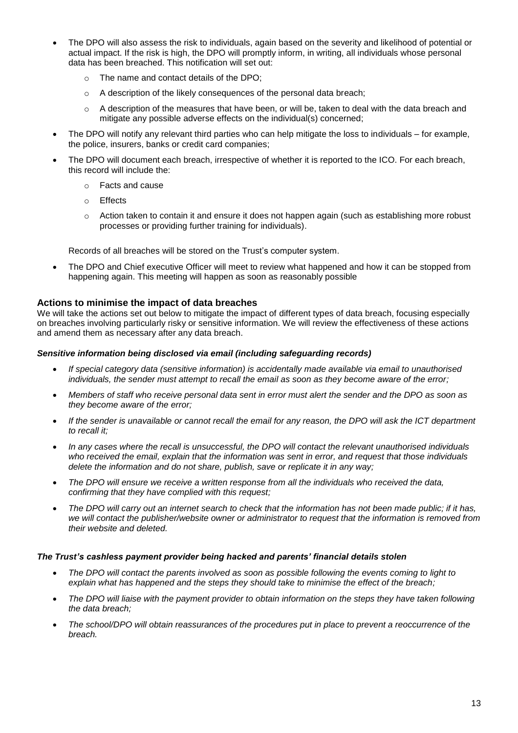- The DPO will also assess the risk to individuals, again based on the severity and likelihood of potential or actual impact. If the risk is high, the DPO will promptly inform, in writing, all individuals whose personal data has been breached. This notification will set out:
  - The name and contact details of the DPO;
  - A description of the likely consequences of the personal data breach;
  - A description of the measures that have been, or will be, taken to deal with the data breach and mitigate any possible adverse effects on the individual(s) concerned;
- The DPO will notify any relevant third parties who can help mitigate the loss to individuals – for example, the police, insurers, banks or credit card companies;
- The DPO will document each breach, irrespective of whether it is reported to the ICO. For each breach, this record will include the:
  - Facts and cause
  - Effects
  - Action taken to contain it and ensure it does not happen again (such as establishing more robust processes or providing further training for individuals).

  Records of all breaches will be stored on the Trust's computer system.
- The DPO and Chief executive Officer will meet to review what happened and how it can be stopped from happening again. This meeting will happen as soon as reasonably possible

### Actions to minimise the impact of data breaches

We will take the actions set out below to mitigate the impact of different types of data breach, focusing especially on breaches involving particularly risky or sensitive information. We will review the effectiveness of these actions and amend them as necessary after any data breach.

#### *Sensitive information being disclosed via email (including safeguarding records)*

- *If special category data (sensitive information) is accidentally made available via email to unauthorised individuals, the sender must attempt to recall the email as soon as they become aware of the error;*
- *Members of staff who receive personal data sent in error must alert the sender and the DPO as soon as they become aware of the error;*
- *If the sender is unavailable or cannot recall the email for any reason, the DPO will ask the ICT department to recall it;*
- *In any cases where the recall is unsuccessful, the DPO will contact the relevant unauthorised individuals who received the email, explain that the information was sent in error, and request that those individuals delete the information and do not share, publish, save or replicate it in any way;*
- *The DPO will ensure we receive a written response from all the individuals who received the data, confirming that they have complied with this request;*
- *The DPO will carry out an internet search to check that the information has not been made public; if it has, we will contact the publisher/website owner or administrator to request that the information is removed from their website and deleted.*

#### *The Trust's cashless payment provider being hacked and parents' financial details stolen*

- *The DPO will contact the parents involved as soon as possible following the events coming to light to explain what has happened and the steps they should take to minimise the effect of the breach;*
- *The DPO will liaise with the payment provider to obtain information on the steps they have taken following the data breach;*
- *The school/DPO will obtain reassurances of the procedures put in place to prevent a reoccurrence of the breach.*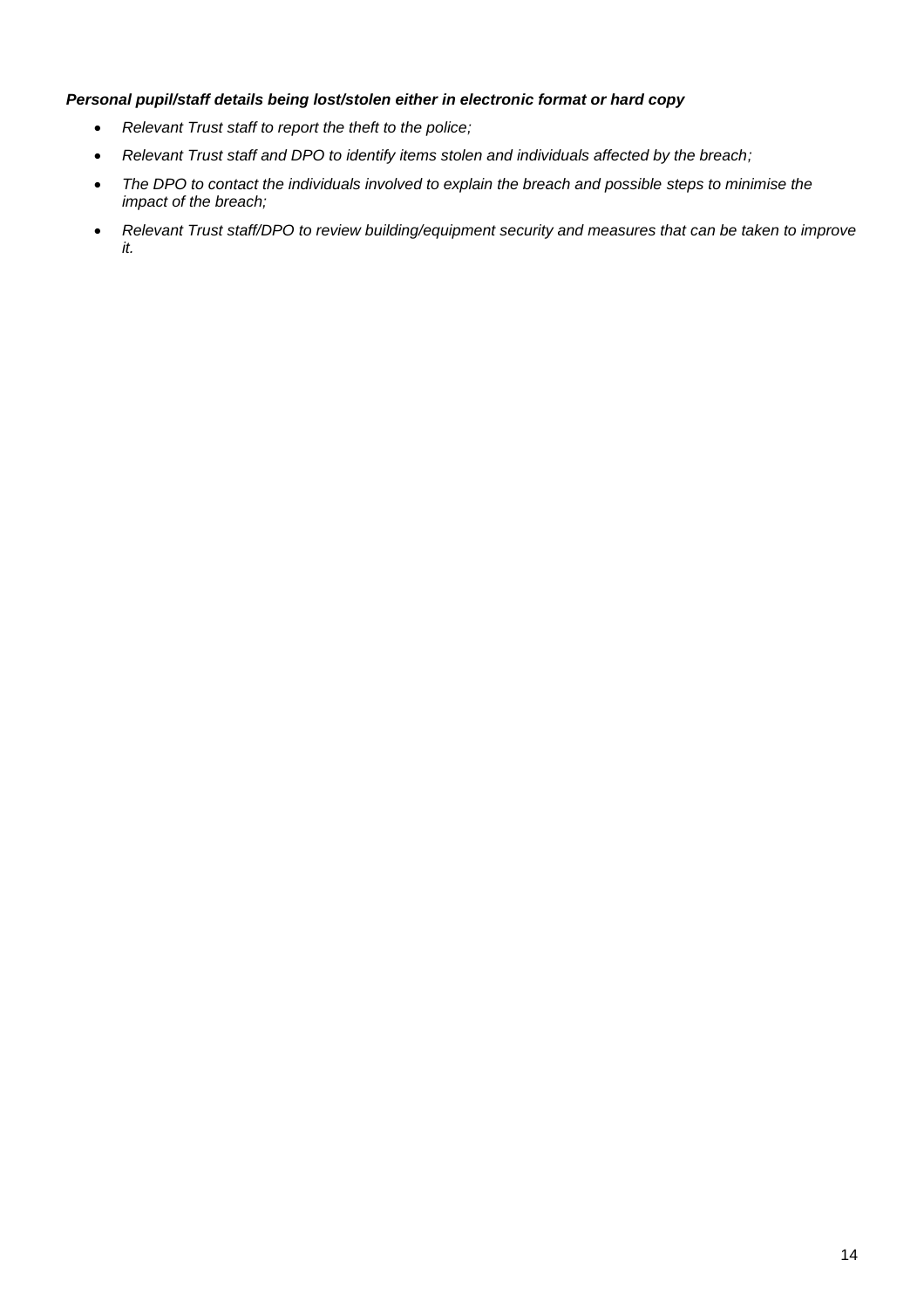***Personal pupil/staff details being lost/stolen either in electronic format or hard copy***

- *Relevant Trust staff to report the theft to the police;*
- *Relevant Trust staff and DPO to identify items stolen and individuals affected by the breach;*
- *The DPO to contact the individuals involved to explain the breach and possible steps to minimise the impact of the breach;*
- *Relevant Trust staff/DPO to review building/equipment security and measures that can be taken to improve it.*